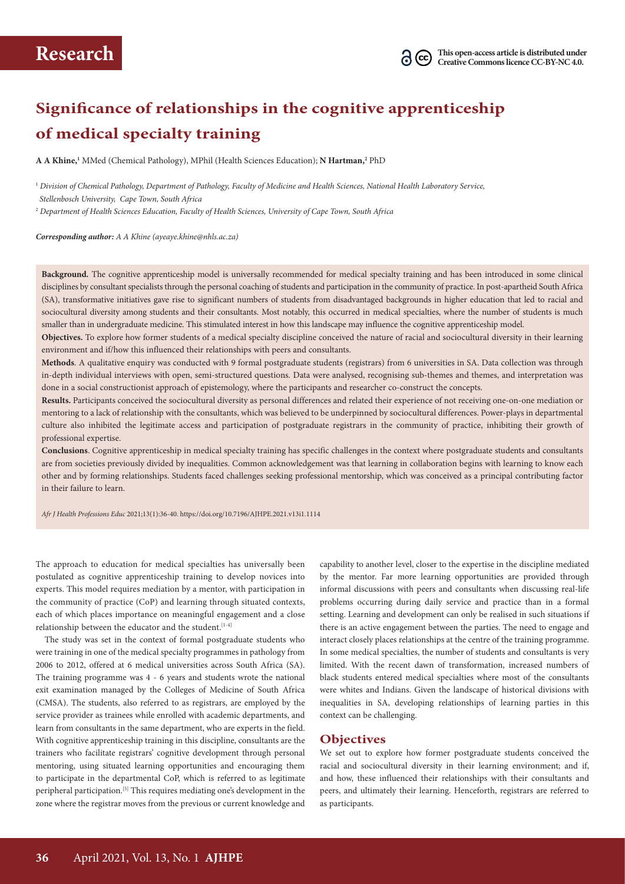# Research

This open-access article is distributed under Creative Commons licence CC-BY-NC 4.0.

# Significance of relationships in the cognitive apprenticeship of medical specialty training

**A A Khine,**[1] MMed (Chemical Pathology), MPhil (Health Sciences Education); **N Hartman,**[2] PhD

[1] *Division of Chemical Pathology, Department of Pathology, Faculty of Medicine and Health Sciences, National Health Laboratory Service, Stellenbosch University, Cape Town, South Africa*

[2] *Department of Health Sciences Education, Faculty of Health Sciences, University of Cape Town, South Africa*

***Corresponding author:** A A Khine (ayeaye.khine@nhls.ac.za)*

**Background.** The cognitive apprenticeship model is universally recommended for medical specialty training and has been introduced in some clinical disciplines by consultant specialists through the personal coaching of students and participation in the community of practice. In post-apartheid South Africa (SA), transformative initiatives gave rise to significant numbers of students from disadvantaged backgrounds in higher education that led to racial and sociocultural diversity among students and their consultants. Most notably, this occurred in medical specialties, where the number of students is much smaller than in undergraduate medicine. This stimulated interest in how this landscape may influence the cognitive apprenticeship model.

**Objectives.** To explore how former students of a medical specialty discipline conceived the nature of racial and sociocultural diversity in their learning environment and if/how this influenced their relationships with peers and consultants.

**Methods**. A qualitative enquiry was conducted with 9 formal postgraduate students (registrars) from 6 universities in SA. Data collection was through in-depth individual interviews with open, semi-structured questions. Data were analysed, recognising sub-themes and themes, and interpretation was done in a social constructionist approach of epistemology, where the participants and researcher co-construct the concepts.

**Results.** Participants conceived the sociocultural diversity as personal differences and related their experience of not receiving one-on-one mediation or mentoring to a lack of relationship with the consultants, which was believed to be underpinned by sociocultural differences. Power-plays in departmental culture also inhibited the legitimate access and participation of postgraduate registrars in the community of practice, inhibiting their growth of professional expertise.

**Conclusions**. Cognitive apprenticeship in medical specialty training has specific challenges in the context where postgraduate students and consultants are from societies previously divided by inequalities. Common acknowledgement was that learning in collaboration begins with learning to know each other and by forming relationships. Students faced challenges seeking professional mentorship, which was conceived as a principal contributing factor in their failure to learn.

*Afr J Health Professions Educ* 2021;13(1):36-40. https://doi.org/10.7196/AJHPE.2021.v13i1.1114

The approach to education for medical specialties has universally been postulated as cognitive apprenticeship training to develop novices into experts. This model requires mediation by a mentor, with participation in the community of practice (CoP) and learning through situated contexts, each of which places importance on meaningful engagement and a close relationship between the educator and the student.[1-4]

The study was set in the context of formal postgraduate students who were training in one of the medical specialty programmes in pathology from 2006 to 2012, offered at 6 medical universities across South Africa (SA). The training programme was 4 - 6 years and students wrote the national exit examination managed by the Colleges of Medicine of South Africa (CMSA). The students, also referred to as registrars, are employed by the service provider as trainees while enrolled with academic departments, and learn from consultants in the same department, who are experts in the field. With cognitive apprenticeship training in this discipline, consultants are the trainers who facilitate registrars' cognitive development through personal mentoring, using situated learning opportunities and encouraging them to participate in the departmental CoP, which is referred to as legitimate peripheral participation.[5] This requires mediating one's development in the zone where the registrar moves from the previous or current knowledge and capability to another level, closer to the expertise in the discipline mediated by the mentor. Far more learning opportunities are provided through informal discussions with peers and consultants when discussing real-life problems occurring during daily service and practice than in a formal setting. Learning and development can only be realised in such situations if there is an active engagement between the parties. The need to engage and interact closely places relationships at the centre of the training programme. In some medical specialties, the number of students and consultants is very limited. With the recent dawn of transformation, increased numbers of black students entered medical specialties where most of the consultants were whites and Indians. Given the landscape of historical divisions with inequalities in SA, developing relationships of learning parties in this context can be challenging.

## Objectives

We set out to explore how former postgraduate students conceived the racial and sociocultural diversity in their learning environment; and if, and how, these influenced their relationships with their consultants and peers, and ultimately their learning. Henceforth, registrars are referred to as participants.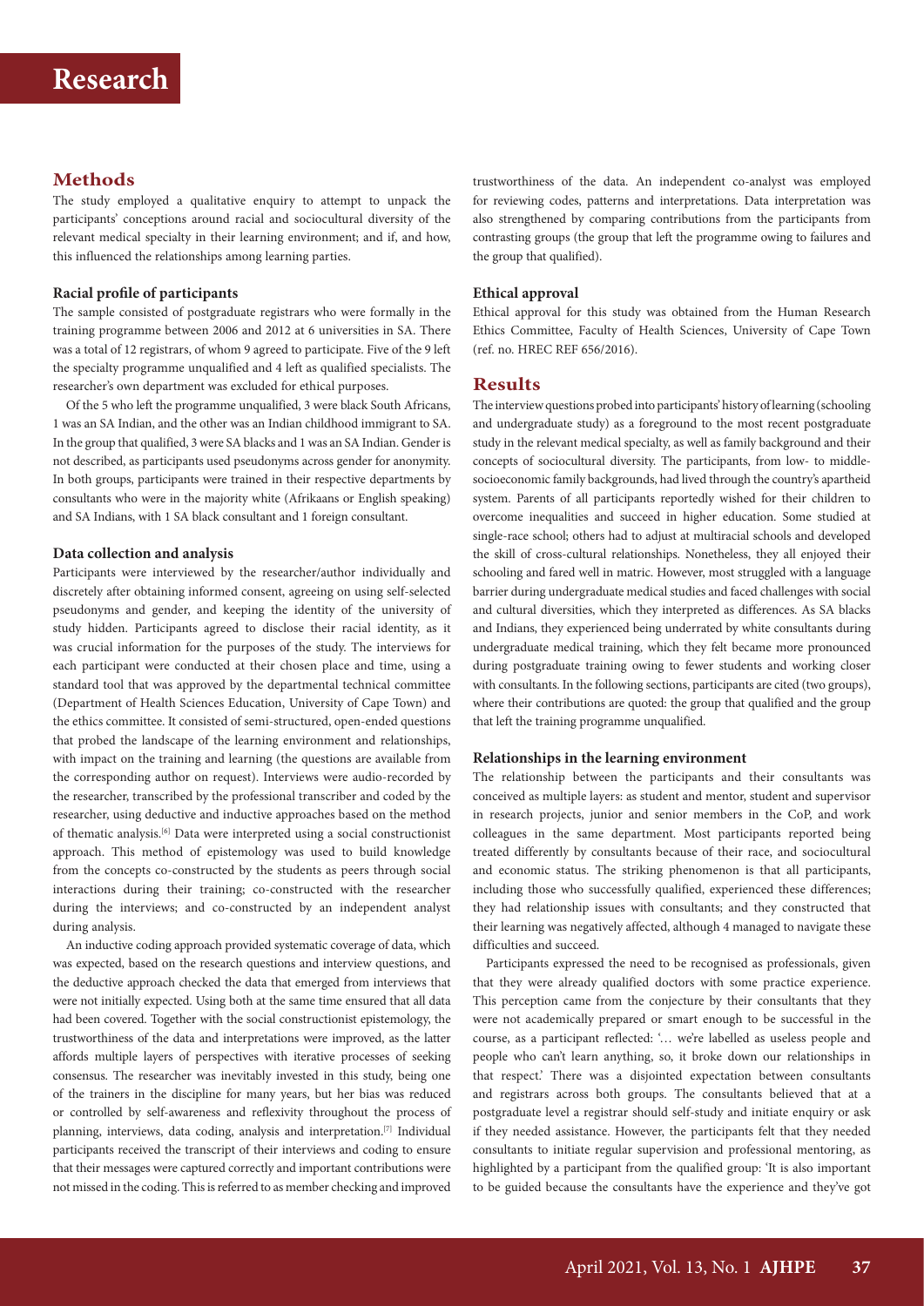## Methods

The study employed a qualitative enquiry to attempt to unpack the participants' conceptions around racial and sociocultural diversity of the relevant medical specialty in their learning environment; and if, and how, this influenced the relationships among learning parties.

### Racial profile of participants

The sample consisted of postgraduate registrars who were formally in the training programme between 2006 and 2012 at 6 universities in SA. There was a total of 12 registrars, of whom 9 agreed to participate. Five of the 9 left the specialty programme unqualified and 4 left as qualified specialists. The researcher's own department was excluded for ethical purposes.

Of the 5 who left the programme unqualified, 3 were black South Africans, 1 was an SA Indian, and the other was an Indian childhood immigrant to SA. In the group that qualified, 3 were SA blacks and 1 was an SA Indian. Gender is not described, as participants used pseudonyms across gender for anonymity. In both groups, participants were trained in their respective departments by consultants who were in the majority white (Afrikaans or English speaking) and SA Indians, with 1 SA black consultant and 1 foreign consultant.

### Data collection and analysis

Participants were interviewed by the researcher/author individually and discretely after obtaining informed consent, agreeing on using self-selected pseudonyms and gender, and keeping the identity of the university of study hidden. Participants agreed to disclose their racial identity, as it was crucial information for the purposes of the study. The interviews for each participant were conducted at their chosen place and time, using a standard tool that was approved by the departmental technical committee (Department of Health Sciences Education, University of Cape Town) and the ethics committee. It consisted of semi-structured, open-ended questions that probed the landscape of the learning environment and relationships, with impact on the training and learning (the questions are available from the corresponding author on request). Interviews were audio-recorded by the researcher, transcribed by the professional transcriber and coded by the researcher, using deductive and inductive approaches based on the method of thematic analysis.[6] Data were interpreted using a social constructionist approach. This method of epistemology was used to build knowledge from the concepts co-constructed by the students as peers through social interactions during their training; co-constructed with the researcher during the interviews; and co-constructed by an independent analyst during analysis.

An inductive coding approach provided systematic coverage of data, which was expected, based on the research questions and interview questions, and the deductive approach checked the data that emerged from interviews that were not initially expected. Using both at the same time ensured that all data had been covered. Together with the social constructionist epistemology, the trustworthiness of the data and interpretations were improved, as the latter affords multiple layers of perspectives with iterative processes of seeking consensus. The researcher was inevitably invested in this study, being one of the trainers in the discipline for many years, but her bias was reduced or controlled by self-awareness and reflexivity throughout the process of planning, interviews, data coding, analysis and interpretation.[7] Individual participants received the transcript of their interviews and coding to ensure that their messages were captured correctly and important contributions were not missed in the coding. This is referred to as member checking and improved trustworthiness of the data. An independent co-analyst was employed for reviewing codes, patterns and interpretations. Data interpretation was also strengthened by comparing contributions from the participants from contrasting groups (the group that left the programme owing to failures and the group that qualified).

### Ethical approval

Ethical approval for this study was obtained from the Human Research Ethics Committee, Faculty of Health Sciences, University of Cape Town (ref. no. HREC REF 656/2016).

## Results

The interview questions probed into participants' history of learning (schooling and undergraduate study) as a foreground to the most recent postgraduate study in the relevant medical specialty, as well as family background and their concepts of sociocultural diversity. The participants, from low- to middle-socioeconomic family backgrounds, had lived through the country's apartheid system. Parents of all participants reportedly wished for their children to overcome inequalities and succeed in higher education. Some studied at single-race school; others had to adjust at multiracial schools and developed the skill of cross-cultural relationships. Nonetheless, they all enjoyed their schooling and fared well in matric. However, most struggled with a language barrier during undergraduate medical studies and faced challenges with social and cultural diversities, which they interpreted as differences. As SA blacks and Indians, they experienced being underrated by white consultants during undergraduate medical training, which they felt became more pronounced during postgraduate training owing to fewer students and working closer with consultants. In the following sections, participants are cited (two groups), where their contributions are quoted: the group that qualified and the group that left the training programme unqualified.

### Relationships in the learning environment

The relationship between the participants and their consultants was conceived as multiple layers: as student and mentor, student and supervisor in research projects, junior and senior members in the CoP, and work colleagues in the same department. Most participants reported being treated differently by consultants because of their race, and sociocultural and economic status. The striking phenomenon is that all participants, including those who successfully qualified, experienced these differences; they had relationship issues with consultants; and they constructed that their learning was negatively affected, although 4 managed to navigate these difficulties and succeed.

Participants expressed the need to be recognised as professionals, given that they were already qualified doctors with some practice experience. This perception came from the conjecture by their consultants that they were not academically prepared or smart enough to be successful in the course, as a participant reflected: '… we're labelled as useless people and people who can't learn anything, so, it broke down our relationships in that respect.' There was a disjointed expectation between consultants and registrars across both groups. The consultants believed that at a postgraduate level a registrar should self-study and initiate enquiry or ask if they needed assistance. However, the participants felt that they needed consultants to initiate regular supervision and professional mentoring, as highlighted by a participant from the qualified group: 'It is also important to be guided because the consultants have the experience and they've got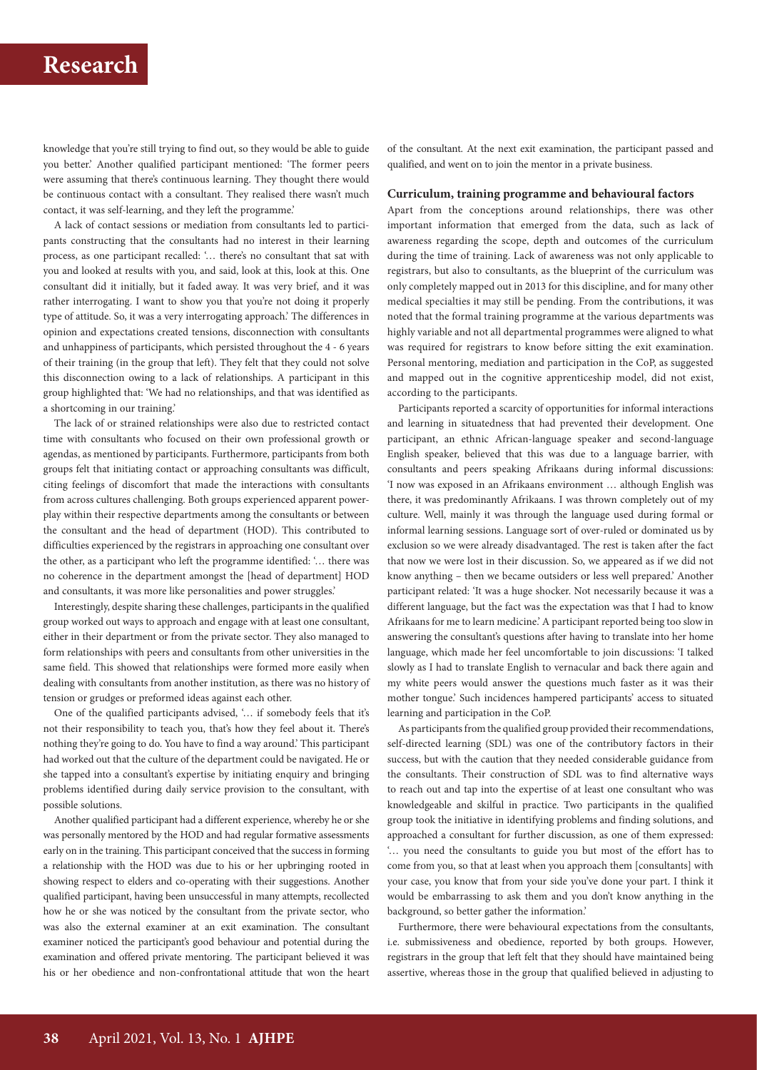knowledge that you're still trying to find out, so they would be able to guide you better.' Another qualified participant mentioned: 'The former peers were assuming that there's continuous learning. They thought there would be continuous contact with a consultant. They realised there wasn't much contact, it was self-learning, and they left the programme.'

A lack of contact sessions or mediation from consultants led to participants constructing that the consultants had no interest in their learning process, as one participant recalled: '… there's no consultant that sat with you and looked at results with you, and said, look at this, look at this. One consultant did it initially, but it faded away. It was very brief, and it was rather interrogating. I want to show you that you're not doing it properly type of attitude. So, it was a very interrogating approach.' The differences in opinion and expectations created tensions, disconnection with consultants and unhappiness of participants, which persisted throughout the 4 - 6 years of their training (in the group that left). They felt that they could not solve this disconnection owing to a lack of relationships. A participant in this group highlighted that: 'We had no relationships, and that was identified as a shortcoming in our training.'

The lack of or strained relationships were also due to restricted contact time with consultants who focused on their own professional growth or agendas, as mentioned by participants. Furthermore, participants from both groups felt that initiating contact or approaching consultants was difficult, citing feelings of discomfort that made the interactions with consultants from across cultures challenging. Both groups experienced apparent power-play within their respective departments among the consultants or between the consultant and the head of department (HOD). This contributed to difficulties experienced by the registrars in approaching one consultant over the other, as a participant who left the programme identified: '… there was no coherence in the department amongst the [head of department] HOD and consultants, it was more like personalities and power struggles.'

Interestingly, despite sharing these challenges, participants in the qualified group worked out ways to approach and engage with at least one consultant, either in their department or from the private sector. They also managed to form relationships with peers and consultants from other universities in the same field. This showed that relationships were formed more easily when dealing with consultants from another institution, as there was no history of tension or grudges or preformed ideas against each other.

One of the qualified participants advised, '… if somebody feels that it's not their responsibility to teach you, that's how they feel about it. There's nothing they're going to do. You have to find a way around.' This participant had worked out that the culture of the department could be navigated. He or she tapped into a consultant's expertise by initiating enquiry and bringing problems identified during daily service provision to the consultant, with possible solutions.

Another qualified participant had a different experience, whereby he or she was personally mentored by the HOD and had regular formative assessments early on in the training. This participant conceived that the success in forming a relationship with the HOD was due to his or her upbringing rooted in showing respect to elders and co-operating with their suggestions. Another qualified participant, having been unsuccessful in many attempts, recollected how he or she was noticed by the consultant from the private sector, who was also the external examiner at an exit examination. The consultant examiner noticed the participant's good behaviour and potential during the examination and offered private mentoring. The participant believed it was his or her obedience and non-confrontational attitude that won the heart of the consultant. At the next exit examination, the participant passed and qualified, and went on to join the mentor in a private business.

### Curriculum, training programme and behavioural factors

Apart from the conceptions around relationships, there was other important information that emerged from the data, such as lack of awareness regarding the scope, depth and outcomes of the curriculum during the time of training. Lack of awareness was not only applicable to registrars, but also to consultants, as the blueprint of the curriculum was only completely mapped out in 2013 for this discipline, and for many other medical specialties it may still be pending. From the contributions, it was noted that the formal training programme at the various departments was highly variable and not all departmental programmes were aligned to what was required for registrars to know before sitting the exit examination. Personal mentoring, mediation and participation in the CoP, as suggested and mapped out in the cognitive apprenticeship model, did not exist, according to the participants.

Participants reported a scarcity of opportunities for informal interactions and learning in situatedness that had prevented their development. One participant, an ethnic African-language speaker and second-language English speaker, believed that this was due to a language barrier, with consultants and peers speaking Afrikaans during informal discussions: 'I now was exposed in an Afrikaans environment … although English was there, it was predominantly Afrikaans. I was thrown completely out of my culture. Well, mainly it was through the language used during formal or informal learning sessions. Language sort of over-ruled or dominated us by exclusion so we were already disadvantaged. The rest is taken after the fact that now we were lost in their discussion. So, we appeared as if we did not know anything – then we became outsiders or less well prepared.' Another participant related: 'It was a huge shocker. Not necessarily because it was a different language, but the fact was the expectation was that I had to know Afrikaans for me to learn medicine.' A participant reported being too slow in answering the consultant's questions after having to translate into her home language, which made her feel uncomfortable to join discussions: 'I talked slowly as I had to translate English to vernacular and back there again and my white peers would answer the questions much faster as it was their mother tongue.' Such incidences hampered participants' access to situated learning and participation in the CoP.

As participants from the qualified group provided their recommendations, self-directed learning (SDL) was one of the contributory factors in their success, but with the caution that they needed considerable guidance from the consultants. Their construction of SDL was to find alternative ways to reach out and tap into the expertise of at least one consultant who was knowledgeable and skilful in practice. Two participants in the qualified group took the initiative in identifying problems and finding solutions, and approached a consultant for further discussion, as one of them expressed: '… you need the consultants to guide you but most of the effort has to come from you, so that at least when you approach them [consultants] with your case, you know that from your side you've done your part. I think it would be embarrassing to ask them and you don't know anything in the background, so better gather the information.'

Furthermore, there were behavioural expectations from the consultants, i.e. submissiveness and obedience, reported by both groups. However, registrars in the group that left felt that they should have maintained being assertive, whereas those in the group that qualified believed in adjusting to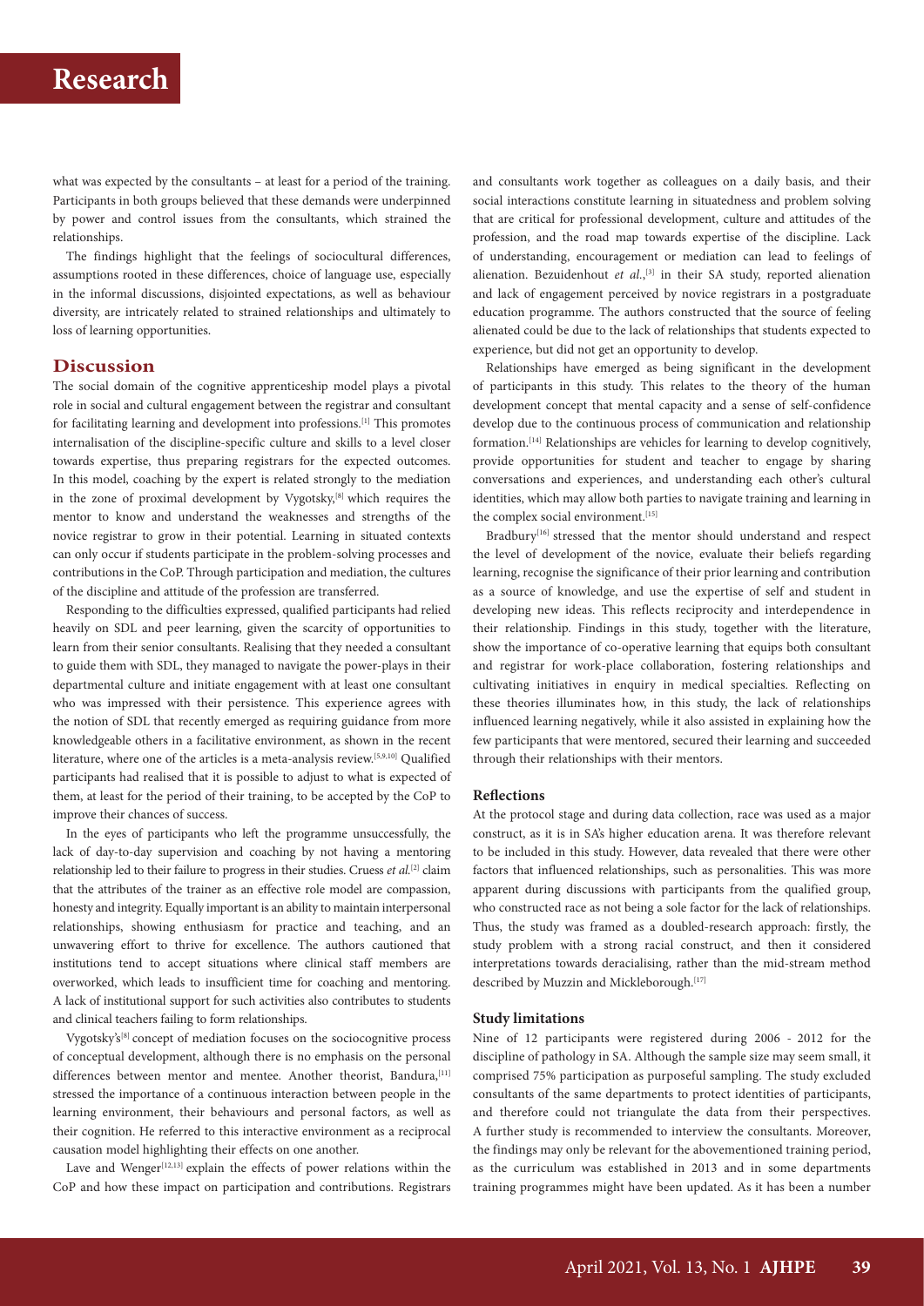what was expected by the consultants – at least for a period of the training. Participants in both groups believed that these demands were underpinned by power and control issues from the consultants, which strained the relationships.

The findings highlight that the feelings of sociocultural differences, assumptions rooted in these differences, choice of language use, especially in the informal discussions, disjointed expectations, as well as behaviour diversity, are intricately related to strained relationships and ultimately to loss of learning opportunities.

## Discussion

The social domain of the cognitive apprenticeship model plays a pivotal role in social and cultural engagement between the registrar and consultant for facilitating learning and development into professions.[1] This promotes internalisation of the discipline-specific culture and skills to a level closer towards expertise, thus preparing registrars for the expected outcomes. In this model, coaching by the expert is related strongly to the mediation in the zone of proximal development by Vygotsky,[8] which requires the mentor to know and understand the weaknesses and strengths of the novice registrar to grow in their potential. Learning in situated contexts can only occur if students participate in the problem-solving processes and contributions in the CoP. Through participation and mediation, the cultures of the discipline and attitude of the profession are transferred.

Responding to the difficulties expressed, qualified participants had relied heavily on SDL and peer learning, given the scarcity of opportunities to learn from their senior consultants. Realising that they needed a consultant to guide them with SDL, they managed to navigate the power-plays in their departmental culture and initiate engagement with at least one consultant who was impressed with their persistence. This experience agrees with the notion of SDL that recently emerged as requiring guidance from more knowledgeable others in a facilitative environment, as shown in the recent literature, where one of the articles is a meta-analysis review.[5,9,10] Qualified participants had realised that it is possible to adjust to what is expected of them, at least for the period of their training, to be accepted by the CoP to improve their chances of success.

In the eyes of participants who left the programme unsuccessfully, the lack of day-to-day supervision and coaching by not having a mentoring relationship led to their failure to progress in their studies. Cruess *et al.*[2] claim that the attributes of the trainer as an effective role model are compassion, honesty and integrity. Equally important is an ability to maintain interpersonal relationships, showing enthusiasm for practice and teaching, and an unwavering effort to thrive for excellence. The authors cautioned that institutions tend to accept situations where clinical staff members are overworked, which leads to insufficient time for coaching and mentoring. A lack of institutional support for such activities also contributes to students and clinical teachers failing to form relationships.

Vygotsky's[8] concept of mediation focuses on the sociocognitive process of conceptual development, although there is no emphasis on the personal differences between mentor and mentee. Another theorist, Bandura,[11] stressed the importance of a continuous interaction between people in the learning environment, their behaviours and personal factors, as well as their cognition. He referred to this interactive environment as a reciprocal causation model highlighting their effects on one another.

Lave and Wenger[12,13] explain the effects of power relations within the CoP and how these impact on participation and contributions. Registrars and consultants work together as colleagues on a daily basis, and their social interactions constitute learning in situatedness and problem solving that are critical for professional development, culture and attitudes of the profession, and the road map towards expertise of the discipline. Lack of understanding, encouragement or mediation can lead to feelings of alienation. Bezuidenhout *et al.*,[3] in their SA study, reported alienation and lack of engagement perceived by novice registrars in a postgraduate education programme. The authors constructed that the source of feeling alienated could be due to the lack of relationships that students expected to experience, but did not get an opportunity to develop.

Relationships have emerged as being significant in the development of participants in this study. This relates to the theory of the human development concept that mental capacity and a sense of self-confidence develop due to the continuous process of communication and relationship formation.[14] Relationships are vehicles for learning to develop cognitively, provide opportunities for student and teacher to engage by sharing conversations and experiences, and understanding each other's cultural identities, which may allow both parties to navigate training and learning in the complex social environment.[15]

Bradbury[16] stressed that the mentor should understand and respect the level of development of the novice, evaluate their beliefs regarding learning, recognise the significance of their prior learning and contribution as a source of knowledge, and use the expertise of self and student in developing new ideas. This reflects reciprocity and interdependence in their relationship. Findings in this study, together with the literature, show the importance of co-operative learning that equips both consultant and registrar for work-place collaboration, fostering relationships and cultivating initiatives in enquiry in medical specialties. Reflecting on these theories illuminates how, in this study, the lack of relationships influenced learning negatively, while it also assisted in explaining how the few participants that were mentored, secured their learning and succeeded through their relationships with their mentors.

### Reflections

At the protocol stage and during data collection, race was used as a major construct, as it is in SA's higher education arena. It was therefore relevant to be included in this study. However, data revealed that there were other factors that influenced relationships, such as personalities. This was more apparent during discussions with participants from the qualified group, who constructed race as not being a sole factor for the lack of relationships. Thus, the study was framed as a doubled-research approach: firstly, the study problem with a strong racial construct, and then it considered interpretations towards deracialising, rather than the mid-stream method described by Muzzin and Mickleborough.[17]

### Study limitations

Nine of 12 participants were registered during 2006 - 2012 for the discipline of pathology in SA. Although the sample size may seem small, it comprised 75% participation as purposeful sampling. The study excluded consultants of the same departments to protect identities of participants, and therefore could not triangulate the data from their perspectives. A further study is recommended to interview the consultants. Moreover, the findings may only be relevant for the abovementioned training period, as the curriculum was established in 2013 and in some departments training programmes might have been updated. As it has been a number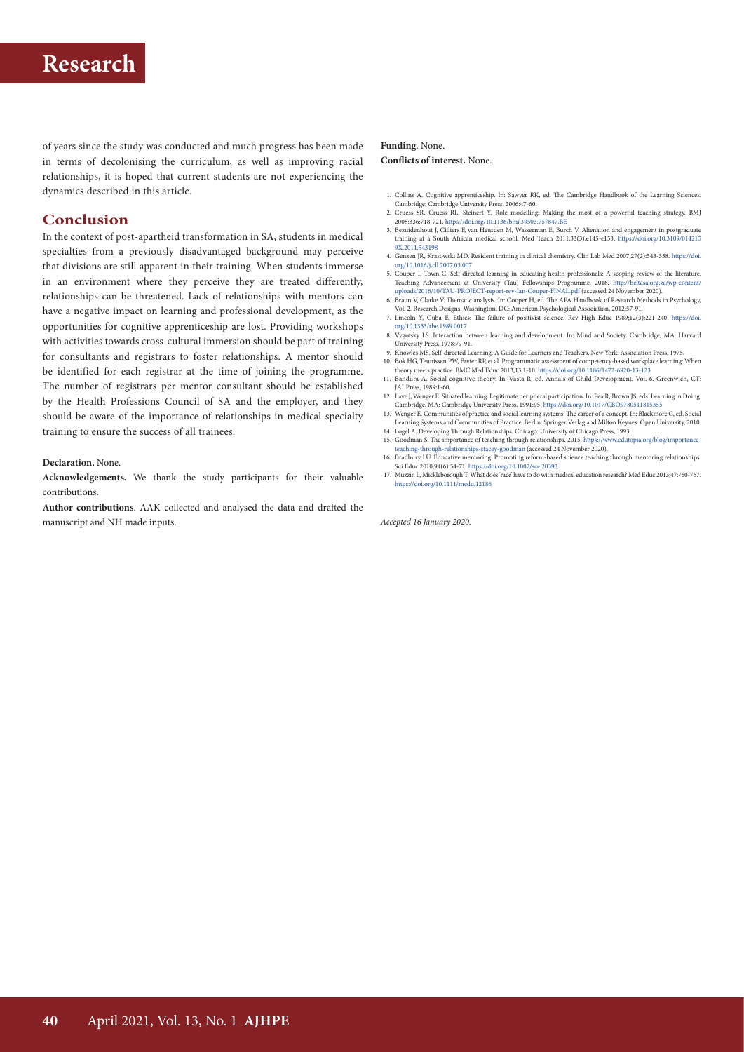of years since the study was conducted and much progress has been made in terms of decolonising the curriculum, as well as improving racial relationships, it is hoped that current students are not experiencing the dynamics described in this article.

## Conclusion

In the context of post-apartheid transformation in SA, students in medical specialties from a previously disadvantaged background may perceive that divisions are still apparent in their training. When students immerse in an environment where they perceive they are treated differently, relationships can be threatened. Lack of relationships with mentors can have a negative impact on learning and professional development, as the opportunities for cognitive apprenticeship are lost. Providing workshops with activities towards cross-cultural immersion should be part of training for consultants and registrars to foster relationships. A mentor should be identified for each registrar at the time of joining the programme. The number of registrars per mentor consultant should be established by the Health Professions Council of SA and the employer, and they should be aware of the importance of relationships in medical specialty training to ensure the success of all trainees.

**Declaration.** None.

**Acknowledgements.** We thank the study participants for their valuable contributions.

**Author contributions**. AAK collected and analysed the data and drafted the manuscript and NH made inputs.

**Funding**. None.

**Conflicts of interest.** None.

1. Collins A. Cognitive apprenticeship. In: Sawyer RK, ed. The Cambridge Handbook of the Learning Sciences. Cambridge: Cambridge University Press, 2006:47-60.
2. Cruess SR, Cruess RL, Steinert Y. Role modelling: Making the most of a powerful teaching strategy. BMJ 2008;336:718-721. https://doi.org/10.1136/bmj.39503.757847.BE
3. Bezuidenhout J, Cilliers F, van Heusden M, Wasserman E, Burch V. Alienation and engagement in postgraduate training at a South African medical school. Med Teach 2011;33(3):e145-e153. https://doi.org/10.3109/0142159X.2011.543198
4. Genzen JR, Krasowski MD. Resident training in clinical chemistry. Clin Lab Med 2007;27(2):343-358. https://doi.org/10.1016/j.cll.2007.03.007
5. Couper I, Town C. Self-directed learning in educating health professionals: A scoping review of the literature. Teaching Advancement at University (Tau) Fellowships Programme. 2016. http://heltasa.org.za/wp-content/uploads/2016/10/TAU-PROJECT-report-rev-Ian-Couper-FINAL.pdf (accessed 24 November 2020).
6. Braun V, Clarke V. Thematic analysis. In: Cooper H, ed. The APA Handbook of Research Methods in Psychology, Vol. 2. Research Designs. Washington, DC: American Psychological Association, 2012:57-91.
7. Lincoln Y, Guba E. Ethics: The failure of positivist science. Rev High Educ 1989;12(3):221-240. https://doi.org/10.1353/rhe.1989.0017
8. Vygotsky LS. Interaction between learning and development. In: Mind and Society. Cambridge, MA: Harvard University Press, 1978:79-91.
9. Knowles MS. Self-directed Learning: A Guide for Learners and Teachers. New York: Association Press, 1975.
10. Bok HG, Teunissen PW, Favier RP, et al. Programmatic assessment of competency-based workplace learning: When theory meets practice. BMC Med Educ 2013;13:1-10. https://doi.org/10.1186/1472-6920-13-123
11. Bandura A. Social cognitive theory. In: Vasta R, ed. Annals of Child Development. Vol. 6. Greenwich, CT: JAI Press, 1989:1-60.
12. Lave J, Wenger E. Situated learning: Legitimate peripheral participation. In: Pea R, Brown JS, eds. Learning in Doing. Cambridge, MA: Cambridge University Press, 1991:95. https://doi.org/10.1017/CBO9780511815355
13. Wenger E. Communities of practice and social learning systems: The career of a concept. In: Blackmore C, ed. Social Learning Systems and Communities of Practice. Berlin: Springer Verlag and Milton Keynes: Open University, 2010.
14. Fogel A. Developing Through Relationships. Chicago: University of Chicago Press, 1993.
15. Goodman S. The importance of teaching through relationships. 2015. https://www.edutopia.org/blog/importance-teaching-through-relationships-stacey-goodman (accessed 24 November 2020).
16. Bradbury LU. Educative mentoring: Promoting reform-based science teaching through mentoring relationships. Sci Educ 2010;94(6):54-71. https://doi.org/10.1002/sce.20393
17. Muzzin L, Mickleborough T. What does 'race' have to do with medical education research? Med Educ 2013;47:760-767. https://doi.org/10.1111/medu.12186

*Accepted 16 January 2020.*